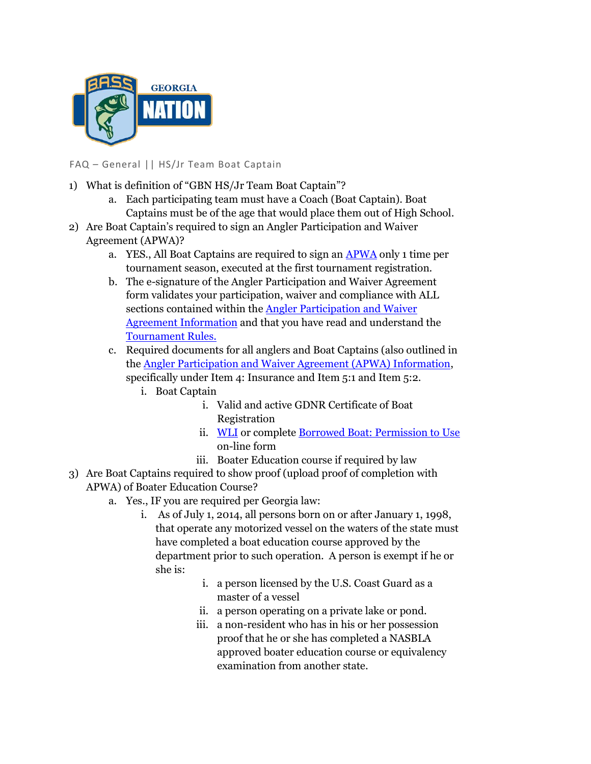GEORGIA NATION

FAQ – General || HS/Jr Team Boat Captain

1) What is definition of "GBN HS/Jr Team Boat Captain"?
   a. Each participating team must have a Coach (Boat Captain). Boat Captains must be of the age that would place them out of High School.
2) Are Boat Captain's required to sign an Angler Participation and Waiver Agreement (APWA)?
   a. YES., All Boat Captains are required to sign an APWA only 1 time per tournament season, executed at the first tournament registration.
   b. The e-signature of the Angler Participation and Waiver Agreement form validates your participation, waiver and compliance with ALL sections contained within the Angler Participation and Waiver Agreement Information and that you have read and understand the Tournament Rules.
   c. Required documents for all anglers and Boat Captains (also outlined in the Angler Participation and Waiver Agreement (APWA) Information, specifically under Item 4: Insurance and Item 5:1 and Item 5:2.
      i. Boat Captain
         i. Valid and active GDNR Certificate of Boat Registration
         ii. WLI or complete Borrowed Boat: Permission to Use on-line form
         iii. Boater Education course if required by law
3) Are Boat Captains required to show proof (upload proof of completion with APWA) of Boater Education Course?
   a. Yes., IF you are required per Georgia law:
      i. As of July 1, 2014, all persons born on or after January 1, 1998, that operate any motorized vessel on the waters of the state must have completed a boat education course approved by the department prior to such operation. A person is exempt if he or she is:
         i. a person licensed by the U.S. Coast Guard as a master of a vessel
         ii. a person operating on a private lake or pond.
         iii. a non-resident who has in his or her possession proof that he or she has completed a NASBLA approved boater education course or equivalency examination from another state.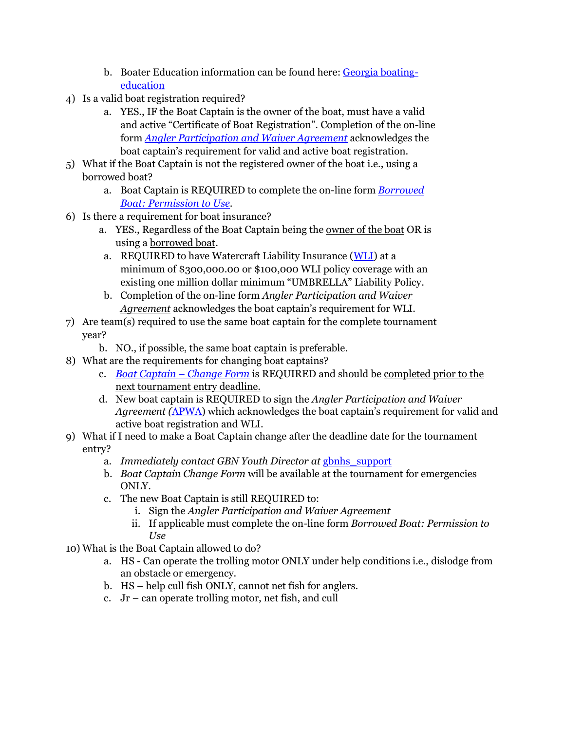b. Boater Education information can be found here: [Georgia boating-education]()

4) Is a valid boat registration required?
   a. YES., IF the Boat Captain is the owner of the boat, must have a valid and active "Certificate of Boat Registration". Completion of the on-line form [*Angler Participation and Waiver Agreement*]() acknowledges the boat captain's requirement for valid and active boat registration.

5) What if the Boat Captain is not the registered owner of the boat i.e., using a borrowed boat?
   a. Boat Captain is REQUIRED to complete the on-line form [*Borrowed Boat: Permission to Use*]().

6) Is there a requirement for boat insurance?
   a. YES., Regardless of the Boat Captain being the <u>owner of the boat</u> OR is using a <u>borrowed boat</u>.
   a. REQUIRED to have Watercraft Liability Insurance ([WLI]()) at a minimum of $300,000.00 or $100,000 WLI policy coverage with an existing one million dollar minimum "UMBRELLA" Liability Policy.
   b. Completion of the on-line form <u>*Angler Participation and Waiver Agreement*</u> acknowledges the boat captain's requirement for WLI.

7) Are team(s) required to use the same boat captain for the complete tournament year?
   b. NO., if possible, the same boat captain is preferable.

8) What are the requirements for changing boat captains?
   c. [*Boat Captain – Change Form*]() is REQUIRED and should be <u>completed prior to the next tournament entry deadline.</u>
   d. New boat captain is REQUIRED to sign the *Angler Participation and Waiver Agreement (*[APWA]()) which acknowledges the boat captain's requirement for valid and active boat registration and WLI.

9) What if I need to make a Boat Captain change after the deadline date for the tournament entry?
   a. *Immediately contact GBN Youth Director at* [gbnhs_support]()
   b. *Boat Captain Change Form* will be available at the tournament for emergencies ONLY.
   c. The new Boat Captain is still REQUIRED to:
      i. Sign the *Angler Participation and Waiver Agreement*
      ii. If applicable must complete the on-line form *Borrowed Boat: Permission to Use*

10) What is the Boat Captain allowed to do?
    a. HS - Can operate the trolling motor ONLY under help conditions i.e., dislodge from an obstacle or emergency.
    b. HS – help cull fish ONLY, cannot net fish for anglers.
    c. Jr – can operate trolling motor, net fish, and cull